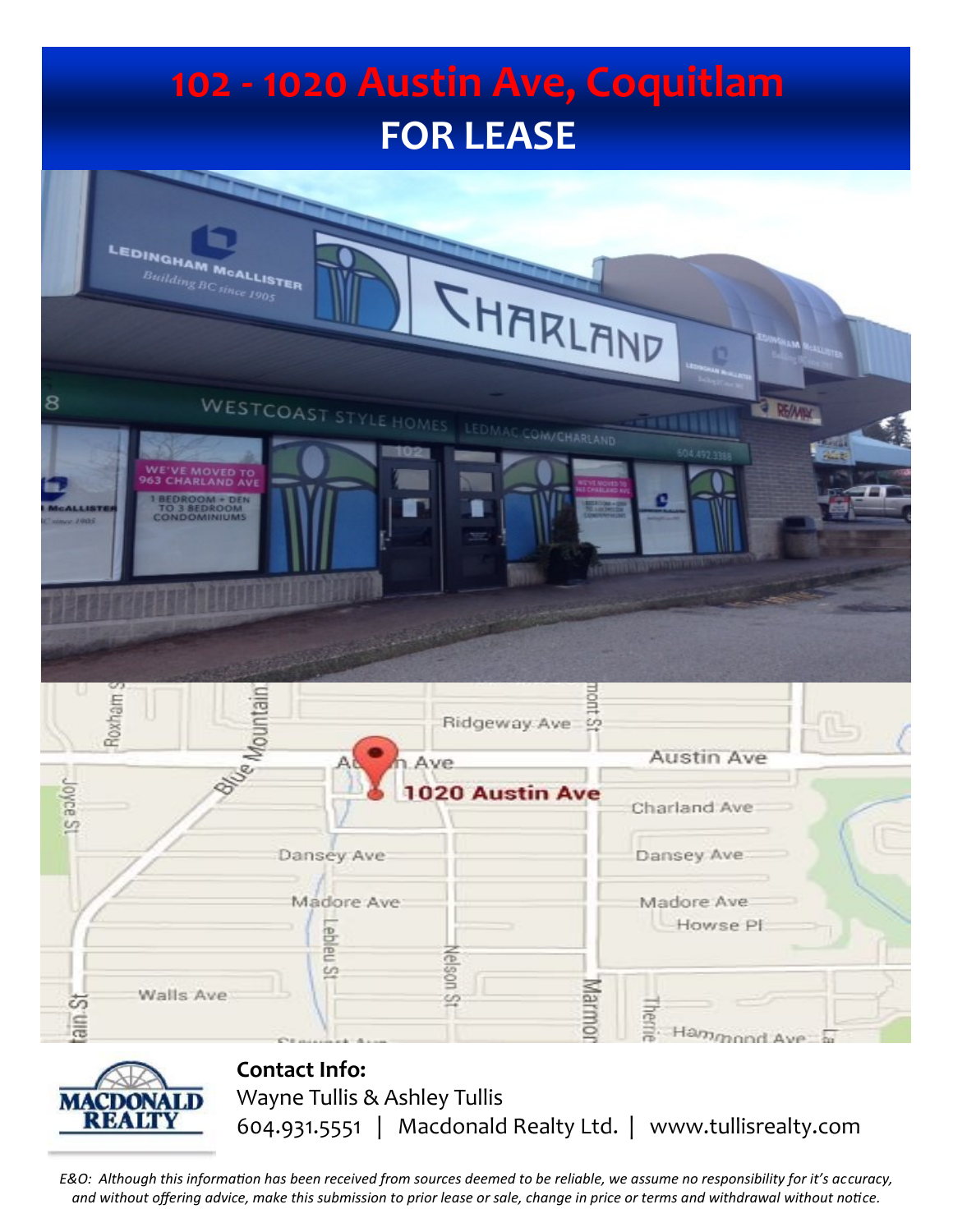# 102 - 1020 Austin Ave, Coquitlam

## FOR LEASE

**Contact Info:**

Wayne Tullis & Ashley Tullis

604.931.5551 | Macdonald Realty Ltd. | www.tullisrealty.com

*E&O: Although this information has been received from sources deemed to be reliable, we assume no responsibility for it's accuracy, and without offering advice, make this submission to prior lease or sale, change in price or terms and withdrawal without notice.*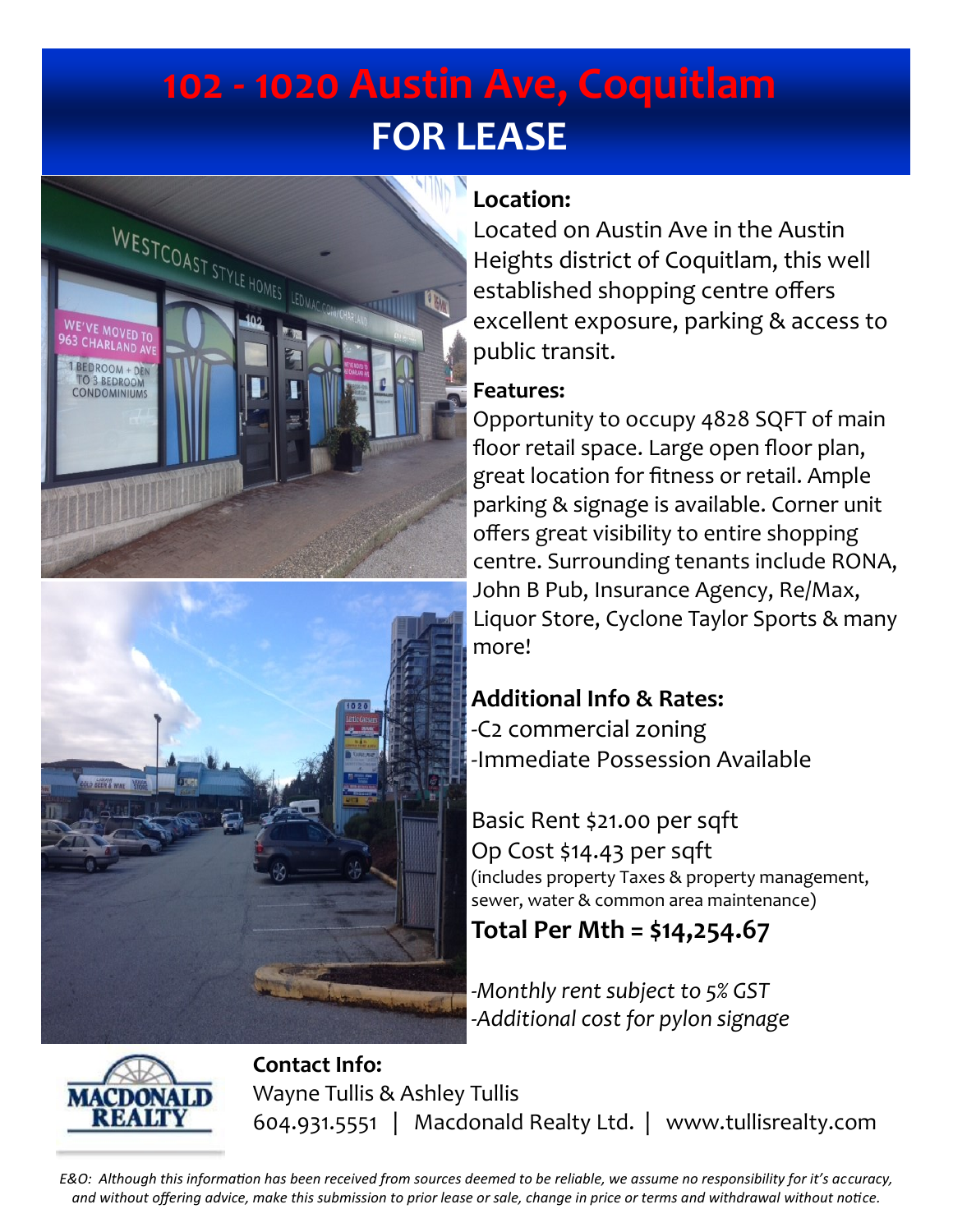# 102 - 1020 Austin Ave, Coquitlam

## FOR LEASE

**Location:**

Located on Austin Ave in the Austin Heights district of Coquitlam, this well established shopping centre offers excellent exposure, parking & access to public transit.

**Features:**

Opportunity to occupy 4828 SQFT of main floor retail space. Large open floor plan, great location for fitness or retail. Ample parking & signage is available. Corner unit offers great visibility to entire shopping centre. Surrounding tenants include RONA, John B Pub, Insurance Agency, Re/Max, Liquor Store, Cyclone Taylor Sports & many more!

**Additional Info & Rates:**

-C2 commercial zoning
-Immediate Possession Available

Basic Rent $21.00 per sqft
Op Cost $14.43 per sqft
(includes property Taxes & property management, sewer, water & common area maintenance)

**Total Per Mth = $14,254.67**

*-Monthly rent subject to 5% GST*
*-Additional cost for pylon signage*

**Contact Info:**

Wayne Tullis & Ashley Tullis
604.931.5551 | Macdonald Realty Ltd. | www.tullisrealty.com

*E&O: Although this information has been received from sources deemed to be reliable, we assume no responsibility for it's accuracy, and without offering advice, make this submission to prior lease or sale, change in price or terms and withdrawal without notice.*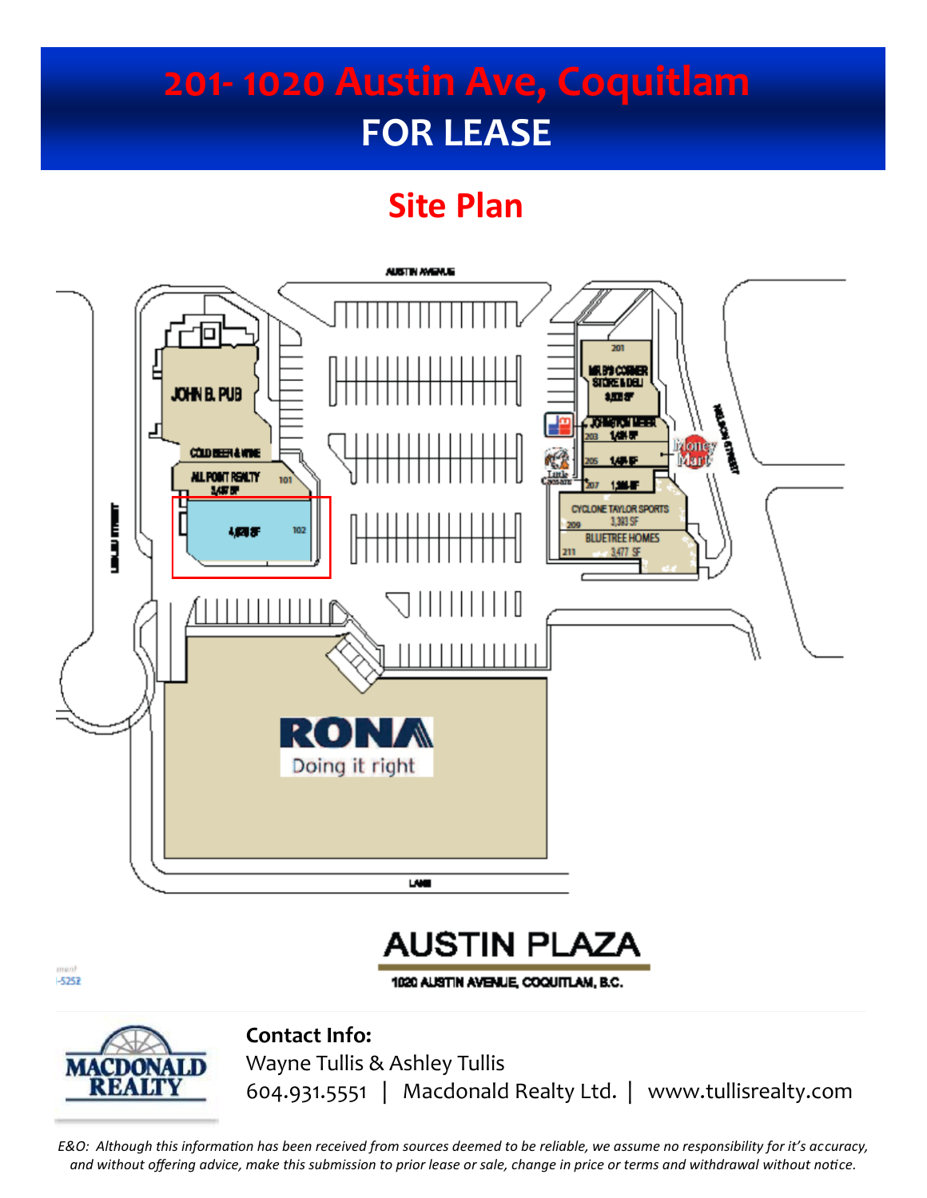# 201- 1020 Austin Ave, Coquitlam

## FOR LEASE

## Site Plan

AUSTIN AVENUE

JOHN B. PUB

COLD BEER & WINE

ALL POINT REALTY
3,487 SF

101

4,578 SF

102

201

MR B'S CORNER STORE & DELI
3,208 SF

203 JOHNSTON MEIER 1,426 SF

205 1,405 SF

207 1,288 SF

CYCLONE TAYLOR SPORTS
209 3,383 SF

BLUETREE HOMES
211 3,477 SF

Money Mart

Little Caesars

NELSON STREET

LEBLEU STREET

RONA
Doing it right

LANE

AUSTIN PLAZA

1020 AUSTIN AVENUE, COQUITLAM, B.C.

**Contact Info:**
Wayne Tullis & Ashley Tullis
604.931.5551 | Macdonald Realty Ltd. | www.tullisrealty.com

*E&O: Although this information has been received from sources deemed to be reliable, we assume no responsibility for it's accuracy, and without offering advice, make this submission to prior lease or sale, change in price or terms and withdrawal without notice.*